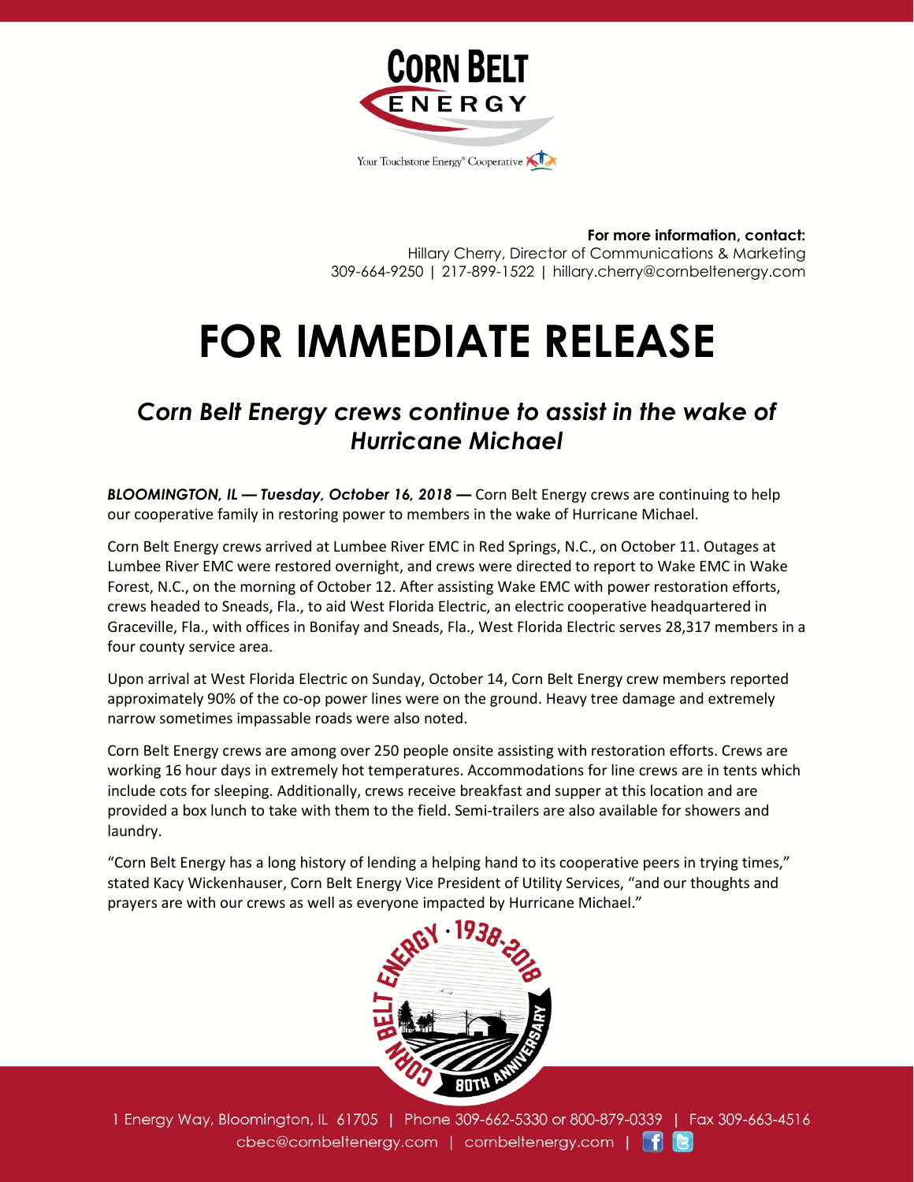**For more information, contact:**
Hillary Cherry, Director of Communications & Marketing
309-664-9250 | 217-899-1522 | hillary.cherry@cornbeltenergy.com

# FOR IMMEDIATE RELEASE

## *Corn Belt Energy crews continue to assist in the wake of Hurricane Michael*

***BLOOMINGTON, IL — Tuesday, October 16, 2018 —*** Corn Belt Energy crews are continuing to help our cooperative family in restoring power to members in the wake of Hurricane Michael.

Corn Belt Energy crews arrived at Lumbee River EMC in Red Springs, N.C., on October 11. Outages at Lumbee River EMC were restored overnight, and crews were directed to report to Wake EMC in Wake Forest, N.C., on the morning of October 12. After assisting Wake EMC with power restoration efforts, crews headed to Sneads, Fla., to aid West Florida Electric, an electric cooperative headquartered in Graceville, Fla., with offices in Bonifay and Sneads, Fla., West Florida Electric serves 28,317 members in a four county service area.

Upon arrival at West Florida Electric on Sunday, October 14, Corn Belt Energy crew members reported approximately 90% of the co-op power lines were on the ground. Heavy tree damage and extremely narrow sometimes impassable roads were also noted.

Corn Belt Energy crews are among over 250 people onsite assisting with restoration efforts. Crews are working 16 hour days in extremely hot temperatures. Accommodations for line crews are in tents which include cots for sleeping. Additionally, crews receive breakfast and supper at this location and are provided a box lunch to take with them to the field. Semi-trailers are also available for showers and laundry.

"Corn Belt Energy has a long history of lending a helping hand to its cooperative peers in trying times," stated Kacy Wickenhauser, Corn Belt Energy Vice President of Utility Services, "and our thoughts and prayers are with our crews as well as everyone impacted by Hurricane Michael."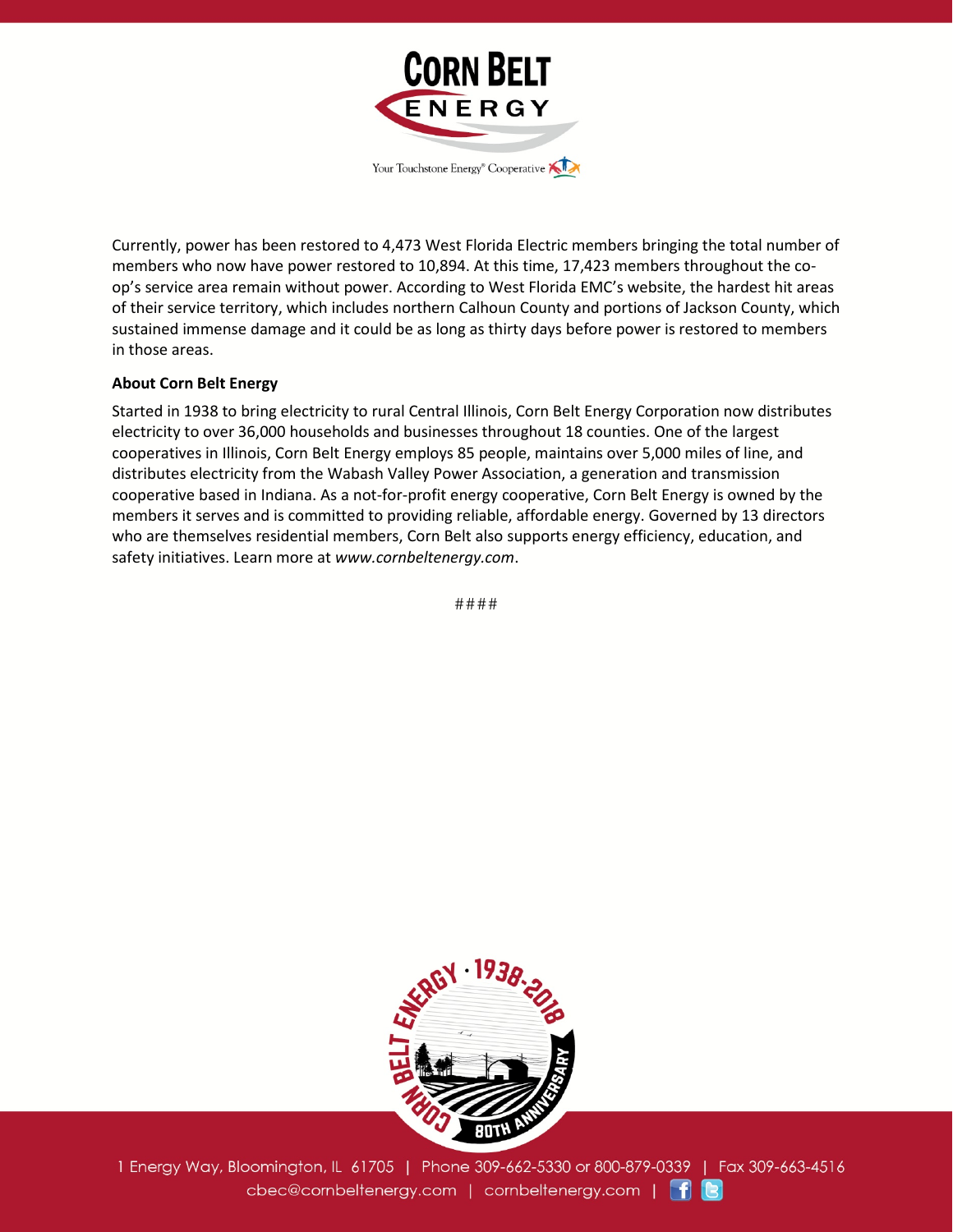Currently, power has been restored to 4,473 West Florida Electric members bringing the total number of members who now have power restored to 10,894. At this time, 17,423 members throughout the co-op's service area remain without power. According to West Florida EMC's website, the hardest hit areas of their service territory, which includes northern Calhoun County and portions of Jackson County, which sustained immense damage and it could be as long as thirty days before power is restored to members in those areas.

**About Corn Belt Energy**

Started in 1938 to bring electricity to rural Central Illinois, Corn Belt Energy Corporation now distributes electricity to over 36,000 households and businesses throughout 18 counties. One of the largest cooperatives in Illinois, Corn Belt Energy employs 85 people, maintains over 5,000 miles of line, and distributes electricity from the Wabash Valley Power Association, a generation and transmission cooperative based in Indiana. As a not-for-profit energy cooperative, Corn Belt Energy is owned by the members it serves and is committed to providing reliable, affordable energy. Governed by 13 directors who are themselves residential members, Corn Belt also supports energy efficiency, education, and safety initiatives. Learn more at *www.cornbeltenergy.com*.

####

1 Energy Way, Bloomington, IL 61705 | Phone 309-662-5330 or 800-879-0339 | Fax 309-663-4516
cbec@cornbeltenergy.com | cornbeltenergy.com